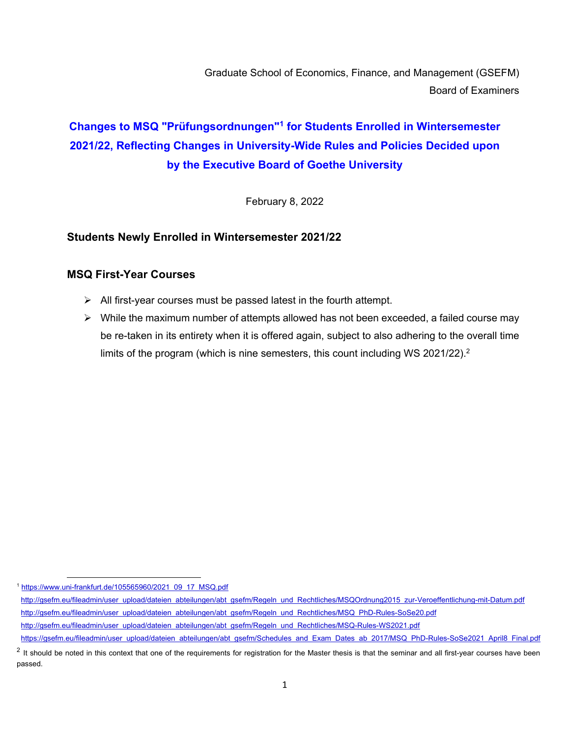Graduate School of Economics, Finance, and Management (GSEFM)
Board of Examiners

# Changes to MSQ "Prüfungsordnungen"[1] for Students Enrolled in Wintersemester 2021/22, Reflecting Changes in University-Wide Rules and Policies Decided upon by the Executive Board of Goethe University

February 8, 2022

## Students Newly Enrolled in Wintersemester 2021/22

### MSQ First-Year Courses

- All first-year courses must be passed latest in the fourth attempt.
- While the maximum number of attempts allowed has not been exceeded, a failed course may be re-taken in its entirety when it is offered again, subject to also adhering to the overall time limits of the program (which is nine semesters, this count including WS 2021/22).[2]

---

[1] https://www.uni-frankfurt.de/105565960/2021_09_17_MSQ.pdf
http://gsefm.eu/fileadmin/user_upload/dateien_abteilungen/abt_gsefm/Regeln_und_Rechtliches/MSQOrdnung2015_zur-Veroeffentlichung-mit-Datum.pdf
http://gsefm.eu/fileadmin/user_upload/dateien_abteilungen/abt_gsefm/Regeln_und_Rechtliches/MSQ_PhD-Rules-SoSe20.pdf
http://gsefm.eu/fileadmin/user_upload/dateien_abteilungen/abt_gsefm/Regeln_und_Rechtliches/MSQ-Rules-WS2021.pdf
https://gsefm.eu/fileadmin/user_upload/dateien_abteilungen/abt_gsefm/Schedules_and_Exam_Dates_ab_2017/MSQ_PhD-Rules-SoSe2021_April8_Final.pdf

[2] It should be noted in this context that one of the requirements for registration for the Master thesis is that the seminar and all first-year courses have been passed.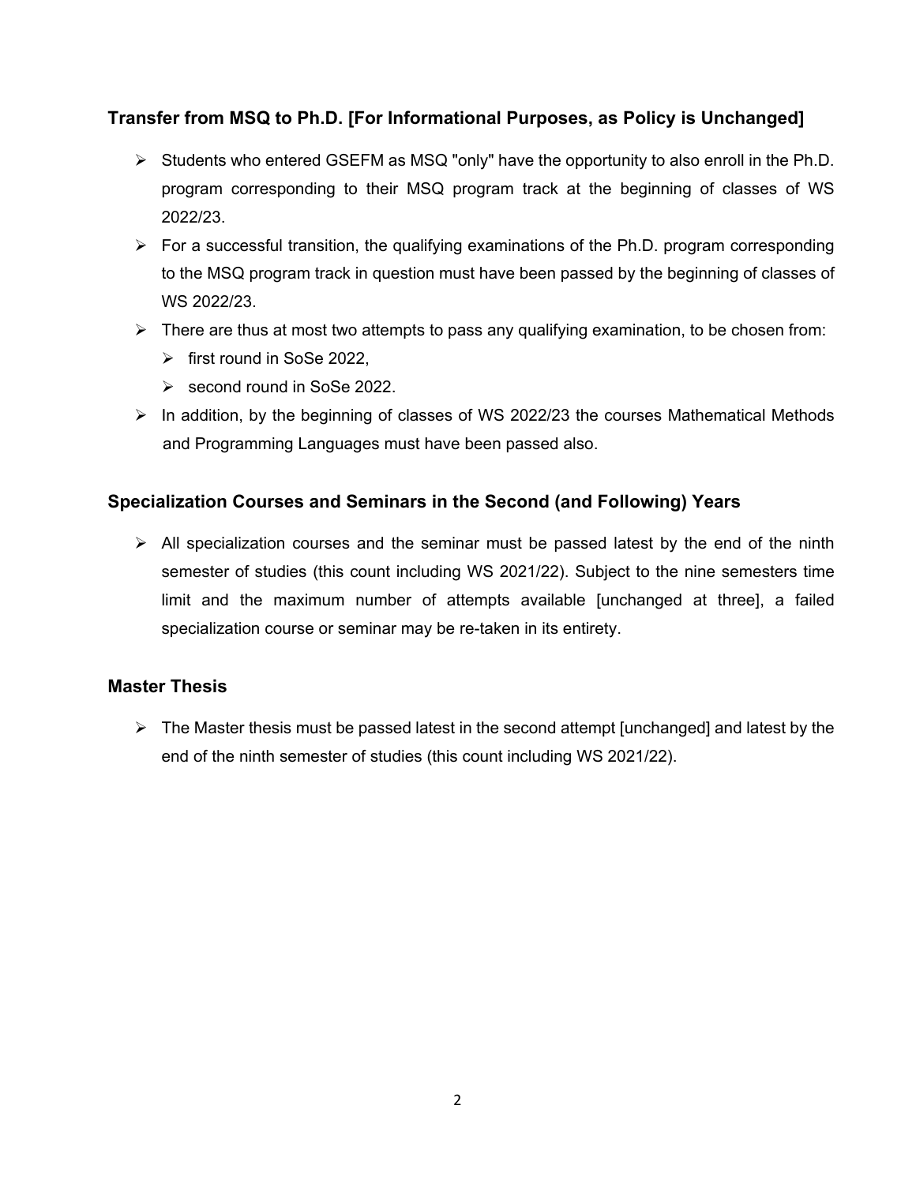## Transfer from MSQ to Ph.D. [For Informational Purposes, as Policy is Unchanged]

- Students who entered GSEFM as MSQ "only" have the opportunity to also enroll in the Ph.D. program corresponding to their MSQ program track at the beginning of classes of WS 2022/23.
- For a successful transition, the qualifying examinations of the Ph.D. program corresponding to the MSQ program track in question must have been passed by the beginning of classes of WS 2022/23.
- There are thus at most two attempts to pass any qualifying examination, to be chosen from:
  - first round in SoSe 2022,
  - second round in SoSe 2022.
- In addition, by the beginning of classes of WS 2022/23 the courses Mathematical Methods and Programming Languages must have been passed also.

## Specialization Courses and Seminars in the Second (and Following) Years

- All specialization courses and the seminar must be passed latest by the end of the ninth semester of studies (this count including WS 2021/22). Subject to the nine semesters time limit and the maximum number of attempts available [unchanged at three], a failed specialization course or seminar may be re-taken in its entirety.

## Master Thesis

- The Master thesis must be passed latest in the second attempt [unchanged] and latest by the end of the ninth semester of studies (this count including WS 2021/22).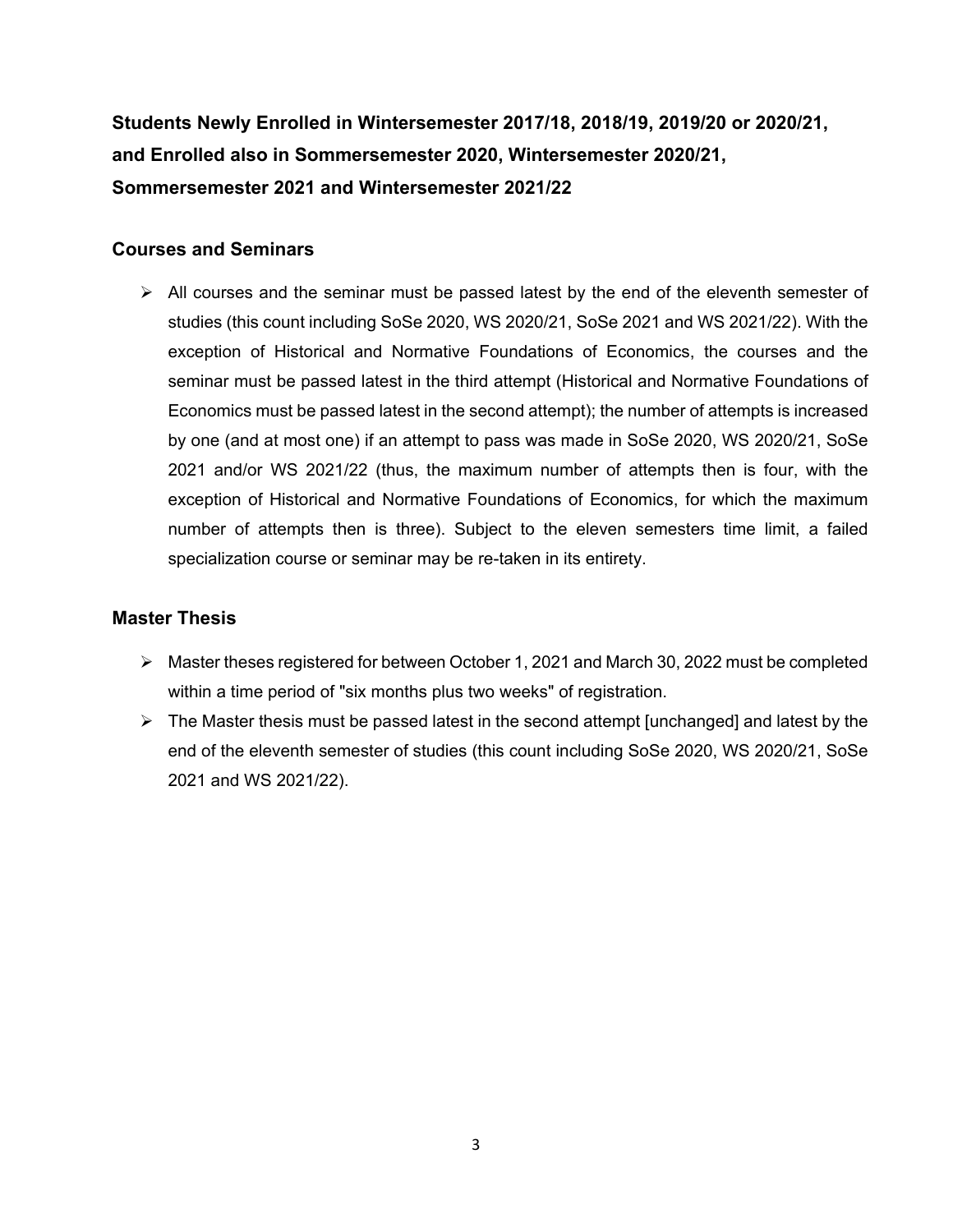## Students Newly Enrolled in Wintersemester 2017/18, 2018/19, 2019/20 or 2020/21, and Enrolled also in Sommersemester 2020, Wintersemester 2020/21, Sommersemester 2021 and Wintersemester 2021/22

### Courses and Seminars

- All courses and the seminar must be passed latest by the end of the eleventh semester of studies (this count including SoSe 2020, WS 2020/21, SoSe 2021 and WS 2021/22). With the exception of Historical and Normative Foundations of Economics, the courses and the seminar must be passed latest in the third attempt (Historical and Normative Foundations of Economics must be passed latest in the second attempt); the number of attempts is increased by one (and at most one) if an attempt to pass was made in SoSe 2020, WS 2020/21, SoSe 2021 and/or WS 2021/22 (thus, the maximum number of attempts then is four, with the exception of Historical and Normative Foundations of Economics, for which the maximum number of attempts then is three). Subject to the eleven semesters time limit, a failed specialization course or seminar may be re-taken in its entirety.

### Master Thesis

- Master theses registered for between October 1, 2021 and March 30, 2022 must be completed within a time period of "six months plus two weeks" of registration.
- The Master thesis must be passed latest in the second attempt [unchanged] and latest by the end of the eleventh semester of studies (this count including SoSe 2020, WS 2020/21, SoSe 2021 and WS 2021/22).